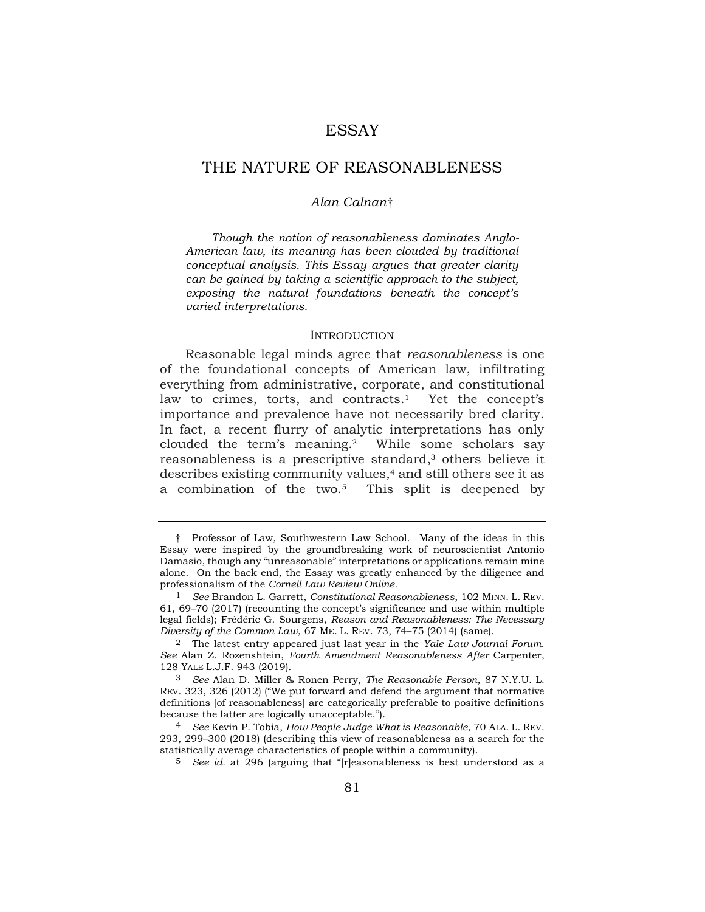# ESSAY

# THE NATURE OF REASONABLENESS

*Alan Calnan*†

*Though the notion of reasonableness dominates Anglo-American law, its meaning has been clouded by traditional conceptual analysis. This Essay argues that greater clarity can be gained by taking a scientific approach to the subject, exposing the natural foundations beneath the concept's varied interpretations.*

## INTRODUCTION

Reasonable legal minds agree that *reasonableness* is one of the foundational concepts of American law, infiltrating everything from administrative, corporate, and constitutional law to crimes, torts, and contracts.[1] Yet the concept's importance and prevalence have not necessarily bred clarity. In fact, a recent flurry of analytic interpretations has only clouded the term's meaning.[2] While some scholars say reasonableness is a prescriptive standard,[3] others believe it describes existing community values,[4] and still others see it as a combination of the two.[5] This split is deepened by

---

† Professor of Law, Southwestern Law School. Many of the ideas in this Essay were inspired by the groundbreaking work of neuroscientist Antonio Damasio, though any "unreasonable" interpretations or applications remain mine alone. On the back end, the Essay was greatly enhanced by the diligence and professionalism of the *Cornell Law Review Online*.

1 *See* Brandon L. Garrett, *Constitutional Reasonableness*, 102 MINN. L. REV. 61, 69–70 (2017) (recounting the concept's significance and use within multiple legal fields); Frédéric G. Sourgens, *Reason and Reasonableness: The Necessary Diversity of the Common Law*, 67 ME. L. REV. 73, 74–75 (2014) (same).

2 The latest entry appeared just last year in the *Yale Law Journal Forum*. *See* Alan Z. Rozenshtein, *Fourth Amendment Reasonableness After* Carpenter, 128 YALE L.J.F. 943 (2019).

3 *See* Alan D. Miller & Ronen Perry, *The Reasonable Person*, 87 N.Y.U. L. REV. 323, 326 (2012) ("We put forward and defend the argument that normative definitions [of reasonableness] are categorically preferable to positive definitions because the latter are logically unacceptable.").

4 *See* Kevin P. Tobia, *How People Judge What is Reasonable*, 70 ALA. L. REV. 293, 299–300 (2018) (describing this view of reasonableness as a search for the statistically average characteristics of people within a community).

5 *See id.* at 296 (arguing that "[r]easonableness is best understood as a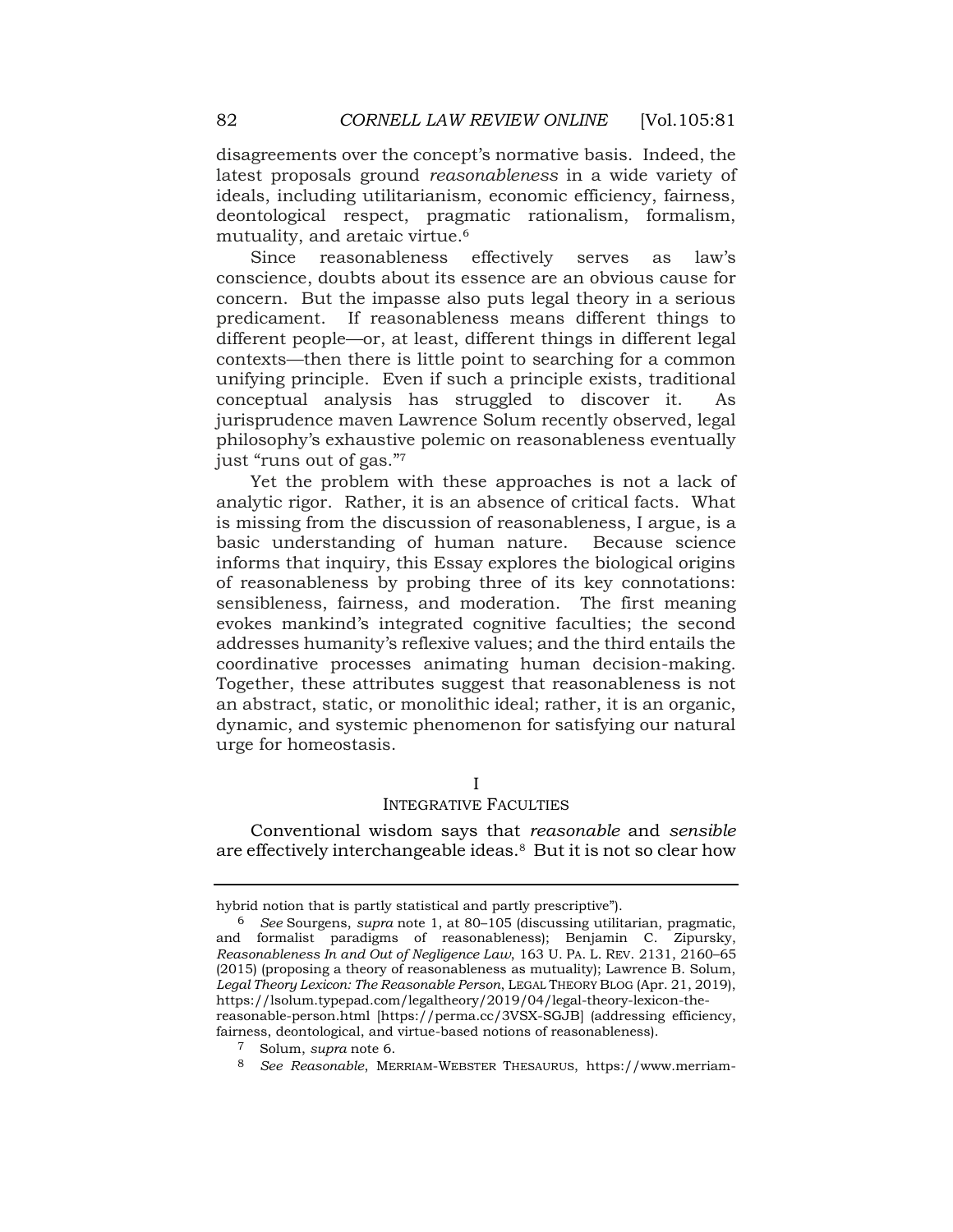disagreements over the concept's normative basis. Indeed, the latest proposals ground *reasonableness* in a wide variety of ideals, including utilitarianism, economic efficiency, fairness, deontological respect, pragmatic rationalism, formalism, mutuality, and aretaic virtue.[6]

Since reasonableness effectively serves as law's conscience, doubts about its essence are an obvious cause for concern. But the impasse also puts legal theory in a serious predicament. If reasonableness means different things to different people—or, at least, different things in different legal contexts—then there is little point to searching for a common unifying principle. Even if such a principle exists, traditional conceptual analysis has struggled to discover it. As jurisprudence maven Lawrence Solum recently observed, legal philosophy's exhaustive polemic on reasonableness eventually just "runs out of gas."[7]

Yet the problem with these approaches is not a lack of analytic rigor. Rather, it is an absence of critical facts. What is missing from the discussion of reasonableness, I argue, is a basic understanding of human nature. Because science informs that inquiry, this Essay explores the biological origins of reasonableness by probing three of its key connotations: sensibleness, fairness, and moderation. The first meaning evokes mankind's integrated cognitive faculties; the second addresses humanity's reflexive values; and the third entails the coordinative processes animating human decision-making. Together, these attributes suggest that reasonableness is not an abstract, static, or monolithic ideal; rather, it is an organic, dynamic, and systemic phenomenon for satisfying our natural urge for homeostasis.

## I
## INTEGRATIVE FACULTIES

Conventional wisdom says that *reasonable* and *sensible* are effectively interchangeable ideas.[8] But it is not so clear how

---

hybrid notion that is partly statistical and partly prescriptive").

6 *See* Sourgens, *supra* note 1, at 80–105 (discussing utilitarian, pragmatic, and formalist paradigms of reasonableness); Benjamin C. Zipursky, *Reasonableness In and Out of Negligence Law*, 163 U. PA. L. REV. 2131, 2160–65 (2015) (proposing a theory of reasonableness as mutuality); Lawrence B. Solum, *Legal Theory Lexicon: The Reasonable Person*, LEGAL THEORY BLOG (Apr. 21, 2019), https://lsolum.typepad.com/legaltheory/2019/04/legal-theory-lexicon-the-reasonable-person.html [https://perma.cc/3VSX-SGJB] (addressing efficiency, fairness, deontological, and virtue-based notions of reasonableness).

7 Solum, *supra* note 6.

8 *See Reasonable*, MERRIAM-WEBSTER THESAURUS, https://www.merriam-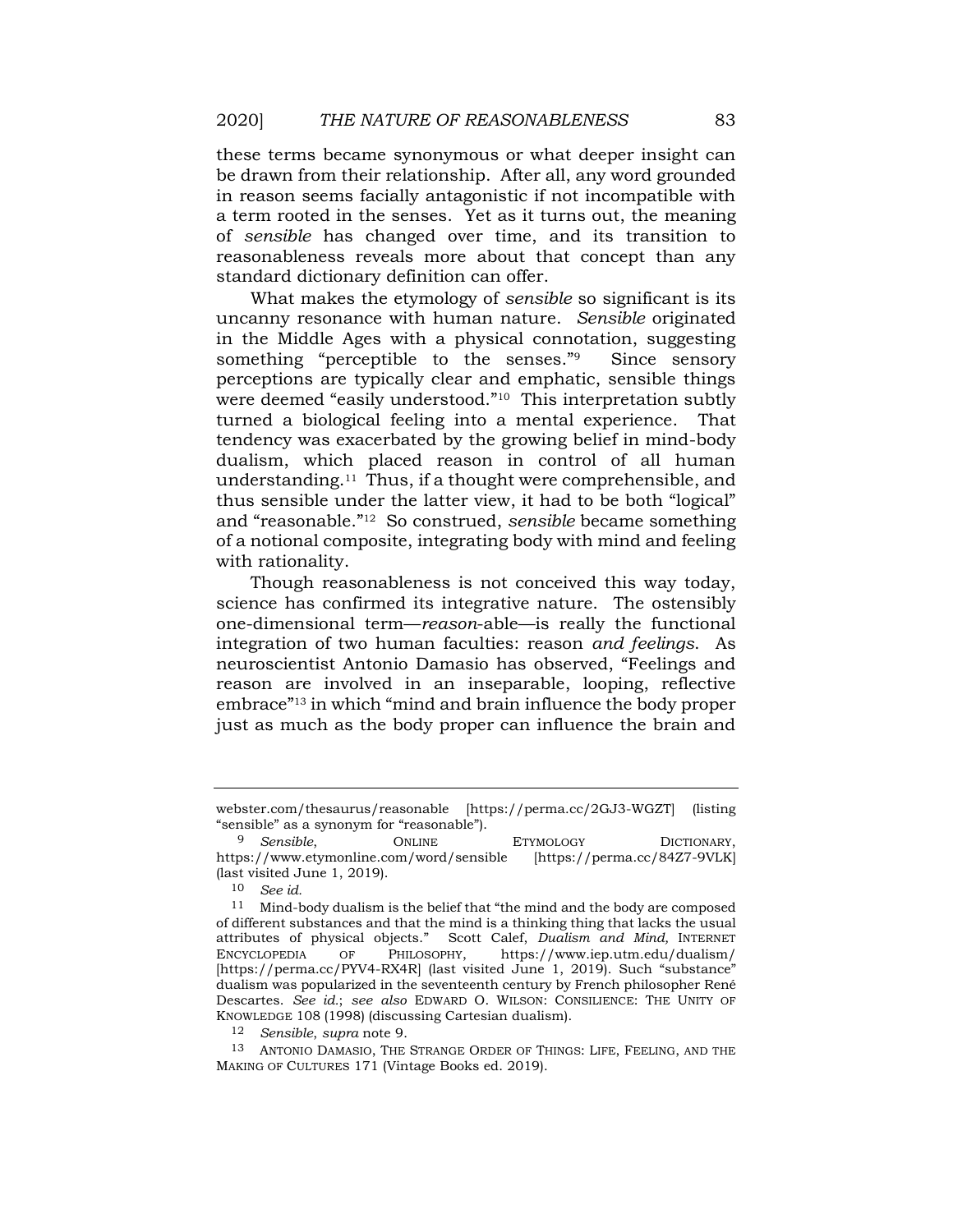these terms became synonymous or what deeper insight can be drawn from their relationship. After all, any word grounded in reason seems facially antagonistic if not incompatible with a term rooted in the senses. Yet as it turns out, the meaning of *sensible* has changed over time, and its transition to reasonableness reveals more about that concept than any standard dictionary definition can offer.

What makes the etymology of *sensible* so significant is its uncanny resonance with human nature. *Sensible* originated in the Middle Ages with a physical connotation, suggesting something "perceptible to the senses."[9] Since sensory perceptions are typically clear and emphatic, sensible things were deemed "easily understood."[10] This interpretation subtly turned a biological feeling into a mental experience. That tendency was exacerbated by the growing belief in mind-body dualism, which placed reason in control of all human understanding.[11] Thus, if a thought were comprehensible, and thus sensible under the latter view, it had to be both "logical" and "reasonable."[12] So construed, *sensible* became something of a notional composite, integrating body with mind and feeling with rationality.

Though reasonableness is not conceived this way today, science has confirmed its integrative nature. The ostensibly one-dimensional term—*reason*-able—is really the functional integration of two human faculties: reason *and feelings*. As neuroscientist Antonio Damasio has observed, "Feelings and reason are involved in an inseparable, looping, reflective embrace"[13] in which "mind and brain influence the body proper just as much as the body proper can influence the brain and

---

webster.com/thesaurus/reasonable [https://perma.cc/2GJ3-WGZT] (listing "sensible" as a synonym for "reasonable").

9 *Sensible*, ONLINE ETYMOLOGY DICTIONARY, https://www.etymonline.com/word/sensible [https://perma.cc/84Z7-9VLK] (last visited June 1, 2019).

10 *See id.*

11 Mind-body dualism is the belief that "the mind and the body are composed of different substances and that the mind is a thinking thing that lacks the usual attributes of physical objects." Scott Calef, *Dualism and Mind,* INTERNET ENCYCLOPEDIA OF PHILOSOPHY, https://www.iep.utm.edu/dualism/ [https://perma.cc/PYV4-RX4R] (last visited June 1, 2019). Such "substance" dualism was popularized in the seventeenth century by French philosopher René Descartes. *See id.*; *see also* EDWARD O. WILSON: CONSILIENCE: THE UNITY OF KNOWLEDGE 108 (1998) (discussing Cartesian dualism).

12 *Sensible*, *supra* note 9.

13 ANTONIO DAMASIO, THE STRANGE ORDER OF THINGS: LIFE, FEELING, AND THE MAKING OF CULTURES 171 (Vintage Books ed. 2019).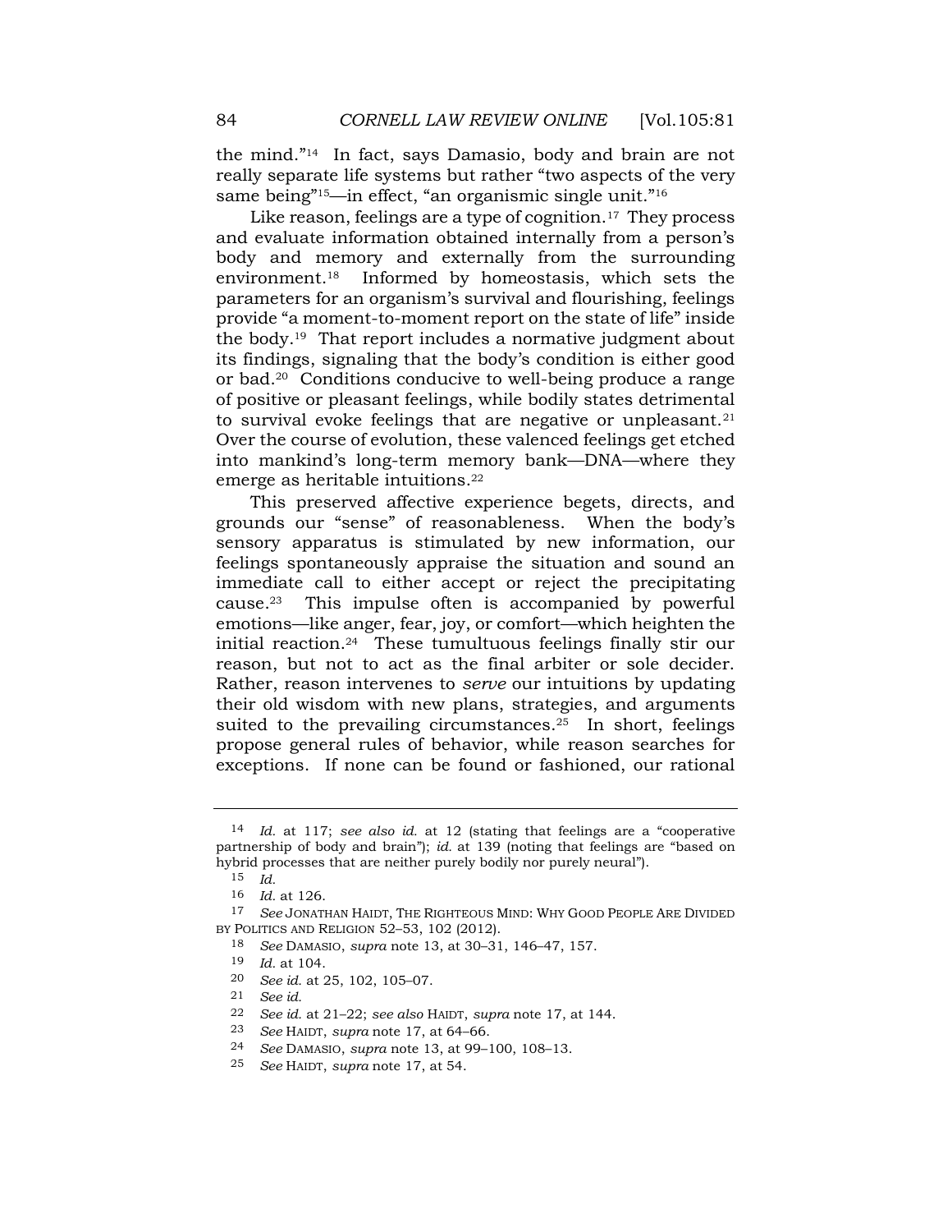the mind."[14] In fact, says Damasio, body and brain are not really separate life systems but rather "two aspects of the very same being"[15]—in effect, "an organismic single unit."[16]

Like reason, feelings are a type of cognition.[17] They process and evaluate information obtained internally from a person's body and memory and externally from the surrounding environment.[18] Informed by homeostasis, which sets the parameters for an organism's survival and flourishing, feelings provide "a moment-to-moment report on the state of life" inside the body.[19] That report includes a normative judgment about its findings, signaling that the body's condition is either good or bad.[20] Conditions conducive to well-being produce a range of positive or pleasant feelings, while bodily states detrimental to survival evoke feelings that are negative or unpleasant.[21] Over the course of evolution, these valenced feelings get etched into mankind's long-term memory bank—DNA—where they emerge as heritable intuitions.[22]

This preserved affective experience begets, directs, and grounds our "sense" of reasonableness. When the body's sensory apparatus is stimulated by new information, our feelings spontaneously appraise the situation and sound an immediate call to either accept or reject the precipitating cause.[23] This impulse often is accompanied by powerful emotions—like anger, fear, joy, or comfort—which heighten the initial reaction.[24] These tumultuous feelings finally stir our reason, but not to act as the final arbiter or sole decider. Rather, reason intervenes to *serve* our intuitions by updating their old wisdom with new plans, strategies, and arguments suited to the prevailing circumstances.[25] In short, feelings propose general rules of behavior, while reason searches for exceptions. If none can be found or fashioned, our rational

---

14 *Id.* at 117; *see also id.* at 12 (stating that feelings are a "cooperative partnership of body and brain"); *id.* at 139 (noting that feelings are "based on hybrid processes that are neither purely bodily nor purely neural").

15 *Id.*

16 *Id.* at 126.

17 *See* JONATHAN HAIDT, THE RIGHTEOUS MIND: WHY GOOD PEOPLE ARE DIVIDED BY POLITICS AND RELIGION 52–53, 102 (2012).

18 *See* DAMASIO, *supra* note 13, at 30–31, 146–47, 157.

19 *Id.* at 104.

20 *See id.* at 25, 102, 105–07.

21 *See id.*

22 *See id.* at 21–22; *see also* HAIDT, *supra* note 17, at 144.

23 *See* HAIDT, *supra* note 17, at 64–66.

24 *See* DAMASIO, *supra* note 13, at 99–100, 108–13.

25 *See* HAIDT, *supra* note 17, at 54.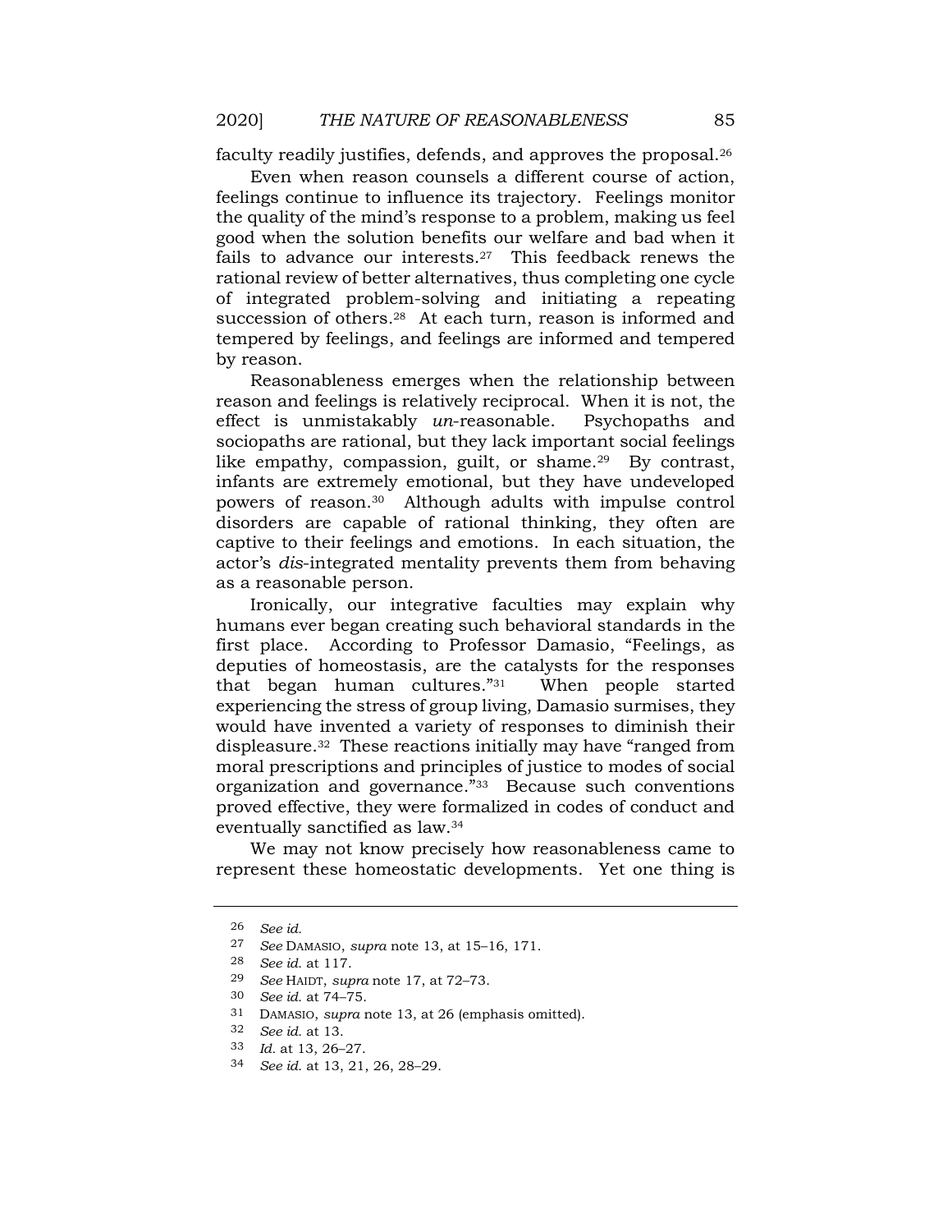faculty readily justifies, defends, and approves the proposal.[26]

Even when reason counsels a different course of action, feelings continue to influence its trajectory. Feelings monitor the quality of the mind's response to a problem, making us feel good when the solution benefits our welfare and bad when it fails to advance our interests.[27] This feedback renews the rational review of better alternatives, thus completing one cycle of integrated problem-solving and initiating a repeating succession of others.[28] At each turn, reason is informed and tempered by feelings, and feelings are informed and tempered by reason.

Reasonableness emerges when the relationship between reason and feelings is relatively reciprocal. When it is not, the effect is unmistakably *un*-reasonable. Psychopaths and sociopaths are rational, but they lack important social feelings like empathy, compassion, guilt, or shame.[29] By contrast, infants are extremely emotional, but they have undeveloped powers of reason.[30] Although adults with impulse control disorders are capable of rational thinking, they often are captive to their feelings and emotions. In each situation, the actor's *dis*-integrated mentality prevents them from behaving as a reasonable person.

Ironically, our integrative faculties may explain why humans ever began creating such behavioral standards in the first place. According to Professor Damasio, "Feelings, as deputies of homeostasis, are the catalysts for the responses that began human cultures."[31] When people started experiencing the stress of group living, Damasio surmises, they would have invented a variety of responses to diminish their displeasure.[32] These reactions initially may have "ranged from moral prescriptions and principles of justice to modes of social organization and governance."[33] Because such conventions proved effective, they were formalized in codes of conduct and eventually sanctified as law.[34]

We may not know precisely how reasonableness came to represent these homeostatic developments. Yet one thing is

---

26 *See id.*

27 *See* DAMASIO, *supra* note 13, at 15–16, 171.

28 *See id.* at 117.

29 *See* HAIDT, *supra* note 17, at 72–73.

30 *See id.* at 74–75.

31 DAMASIO, *supra* note 13, at 26 (emphasis omitted).

32 *See id.* at 13.

33 *Id.* at 13, 26–27.

34 *See id.* at 13, 21, 26, 28–29.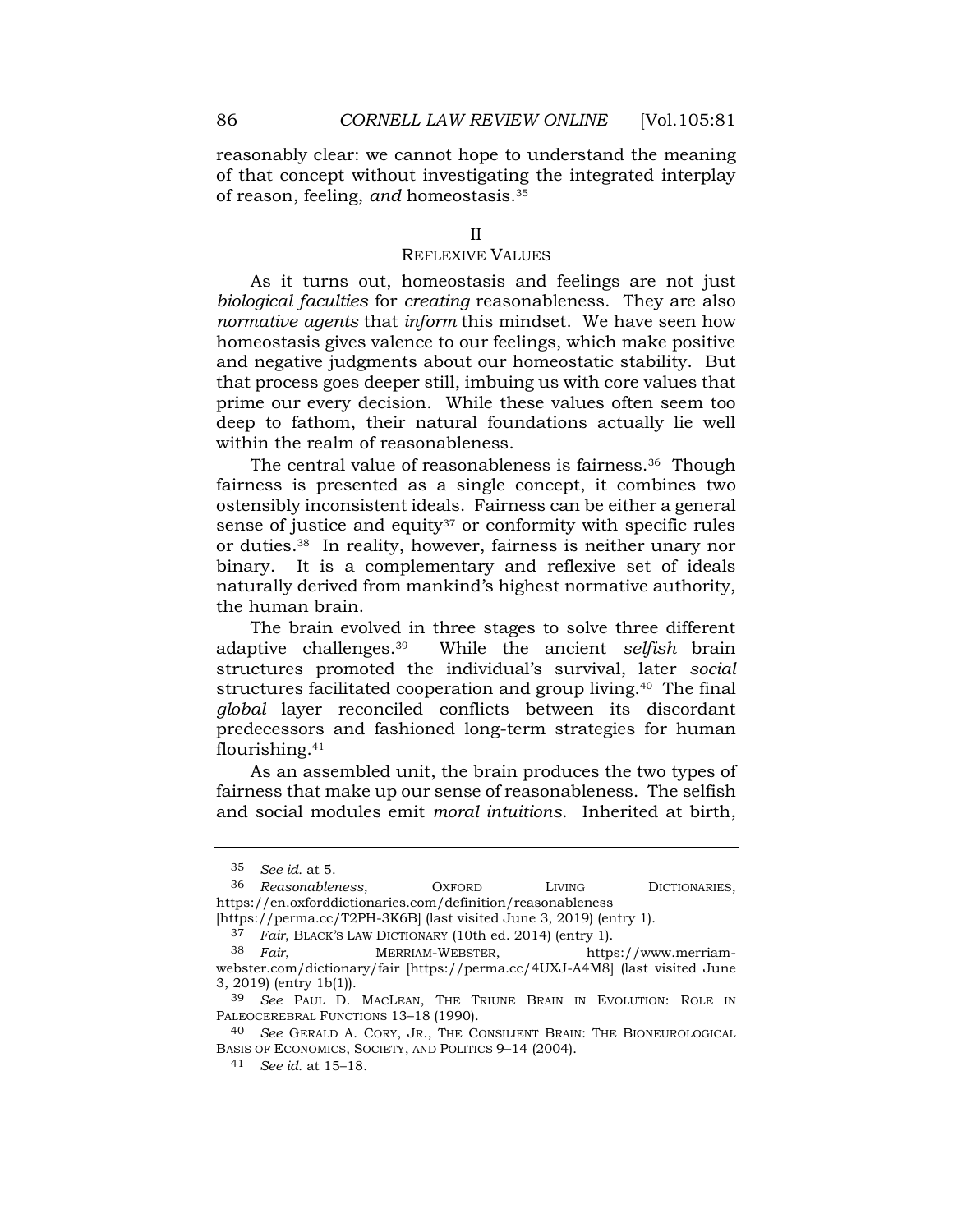reasonably clear: we cannot hope to understand the meaning of that concept without investigating the integrated interplay of reason, feeling, *and* homeostasis.[35]

## II
## REFLEXIVE VALUES

As it turns out, homeostasis and feelings are not just *biological faculties* for *creating* reasonableness. They are also *normative agents* that *inform* this mindset. We have seen how homeostasis gives valence to our feelings, which make positive and negative judgments about our homeostatic stability. But that process goes deeper still, imbuing us with core values that prime our every decision. While these values often seem too deep to fathom, their natural foundations actually lie well within the realm of reasonableness.

The central value of reasonableness is fairness.[36] Though fairness is presented as a single concept, it combines two ostensibly inconsistent ideals. Fairness can be either a general sense of justice and equity[37] or conformity with specific rules or duties.[38] In reality, however, fairness is neither unary nor binary. It is a complementary and reflexive set of ideals naturally derived from mankind's highest normative authority, the human brain.

The brain evolved in three stages to solve three different adaptive challenges.[39] While the ancient *selfish* brain structures promoted the individual's survival, later *social* structures facilitated cooperation and group living.[40] The final *global* layer reconciled conflicts between its discordant predecessors and fashioned long-term strategies for human flourishing.[41]

As an assembled unit, the brain produces the two types of fairness that make up our sense of reasonableness. The selfish and social modules emit *moral intuitions*. Inherited at birth,

---

35 *See id.* at 5.

36 *Reasonableness*, OXFORD LIVING DICTIONARIES, https://en.oxforddictionaries.com/definition/reasonableness [https://perma.cc/T2PH-3K6B] (last visited June 3, 2019) (entry 1).

37 *Fair*, BLACK'S LAW DICTIONARY (10th ed. 2014) (entry 1).

38 *Fair*, MERRIAM-WEBSTER, https://www.merriam-webster.com/dictionary/fair [https://perma.cc/4UXJ-A4M8] (last visited June 3, 2019) (entry 1b(1)).

39 *See* PAUL D. MACLEAN, THE TRIUNE BRAIN IN EVOLUTION: ROLE IN PALEOCEREBRAL FUNCTIONS 13–18 (1990).

40 *See* GERALD A. CORY, JR., THE CONSILIENT BRAIN: THE BIONEUROLOGICAL BASIS OF ECONOMICS, SOCIETY, AND POLITICS 9–14 (2004).

41 *See id.* at 15–18.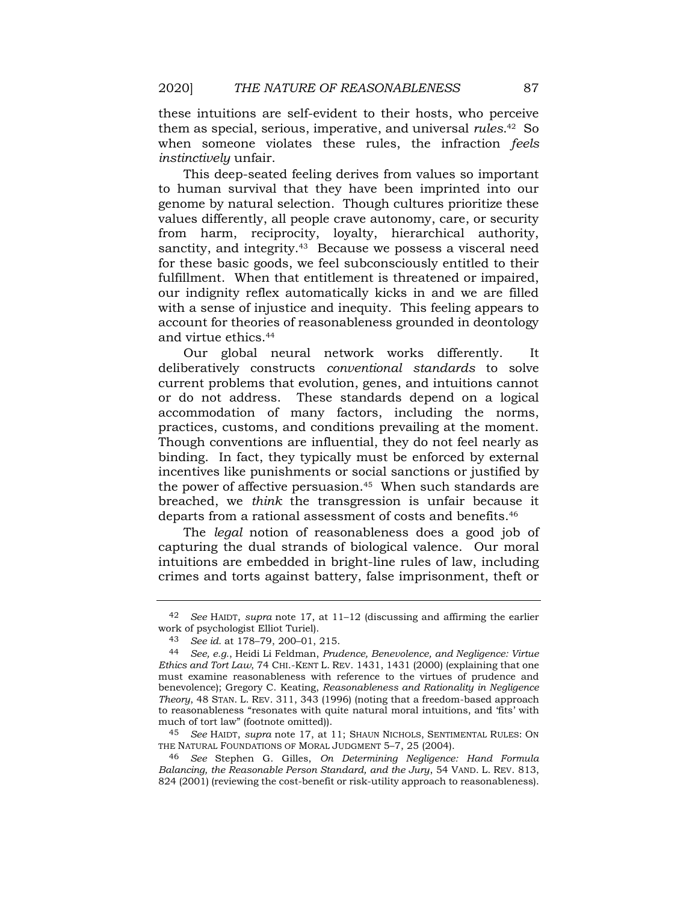these intuitions are self-evident to their hosts, who perceive them as special, serious, imperative, and universal *rules*.[42] So when someone violates these rules, the infraction *feels instinctively* unfair.

This deep-seated feeling derives from values so important to human survival that they have been imprinted into our genome by natural selection. Though cultures prioritize these values differently, all people crave autonomy, care, or security from harm, reciprocity, loyalty, hierarchical authority, sanctity, and integrity.[43] Because we possess a visceral need for these basic goods, we feel subconsciously entitled to their fulfillment. When that entitlement is threatened or impaired, our indignity reflex automatically kicks in and we are filled with a sense of injustice and inequity. This feeling appears to account for theories of reasonableness grounded in deontology and virtue ethics.[44]

Our global neural network works differently. It deliberatively constructs *conventional standards* to solve current problems that evolution, genes, and intuitions cannot or do not address. These standards depend on a logical accommodation of many factors, including the norms, practices, customs, and conditions prevailing at the moment. Though conventions are influential, they do not feel nearly as binding. In fact, they typically must be enforced by external incentives like punishments or social sanctions or justified by the power of affective persuasion.[45] When such standards are breached, we *think* the transgression is unfair because it departs from a rational assessment of costs and benefits.[46]

The *legal* notion of reasonableness does a good job of capturing the dual strands of biological valence. Our moral intuitions are embedded in bright-line rules of law, including crimes and torts against battery, false imprisonment, theft or

---

42 *See* HAIDT, *supra* note 17, at 11–12 (discussing and affirming the earlier work of psychologist Elliot Turiel).

43 *See id.* at 178–79, 200–01, 215.

44 *See, e.g.*, Heidi Li Feldman, *Prudence, Benevolence, and Negligence: Virtue Ethics and Tort Law*, 74 CHI.-KENT L. REV. 1431, 1431 (2000) (explaining that one must examine reasonableness with reference to the virtues of prudence and benevolence); Gregory C. Keating, *Reasonableness and Rationality in Negligence Theory*, 48 STAN. L. REV. 311, 343 (1996) (noting that a freedom-based approach to reasonableness "resonates with quite natural moral intuitions, and 'fits' with much of tort law" (footnote omitted)).

45 *See* HAIDT, *supra* note 17, at 11; SHAUN NICHOLS, SENTIMENTAL RULES: ON THE NATURAL FOUNDATIONS OF MORAL JUDGMENT 5–7, 25 (2004).

46 *See* Stephen G. Gilles, *On Determining Negligence: Hand Formula Balancing, the Reasonable Person Standard, and the Jury*, 54 VAND. L. REV. 813, 824 (2001) (reviewing the cost-benefit or risk-utility approach to reasonableness).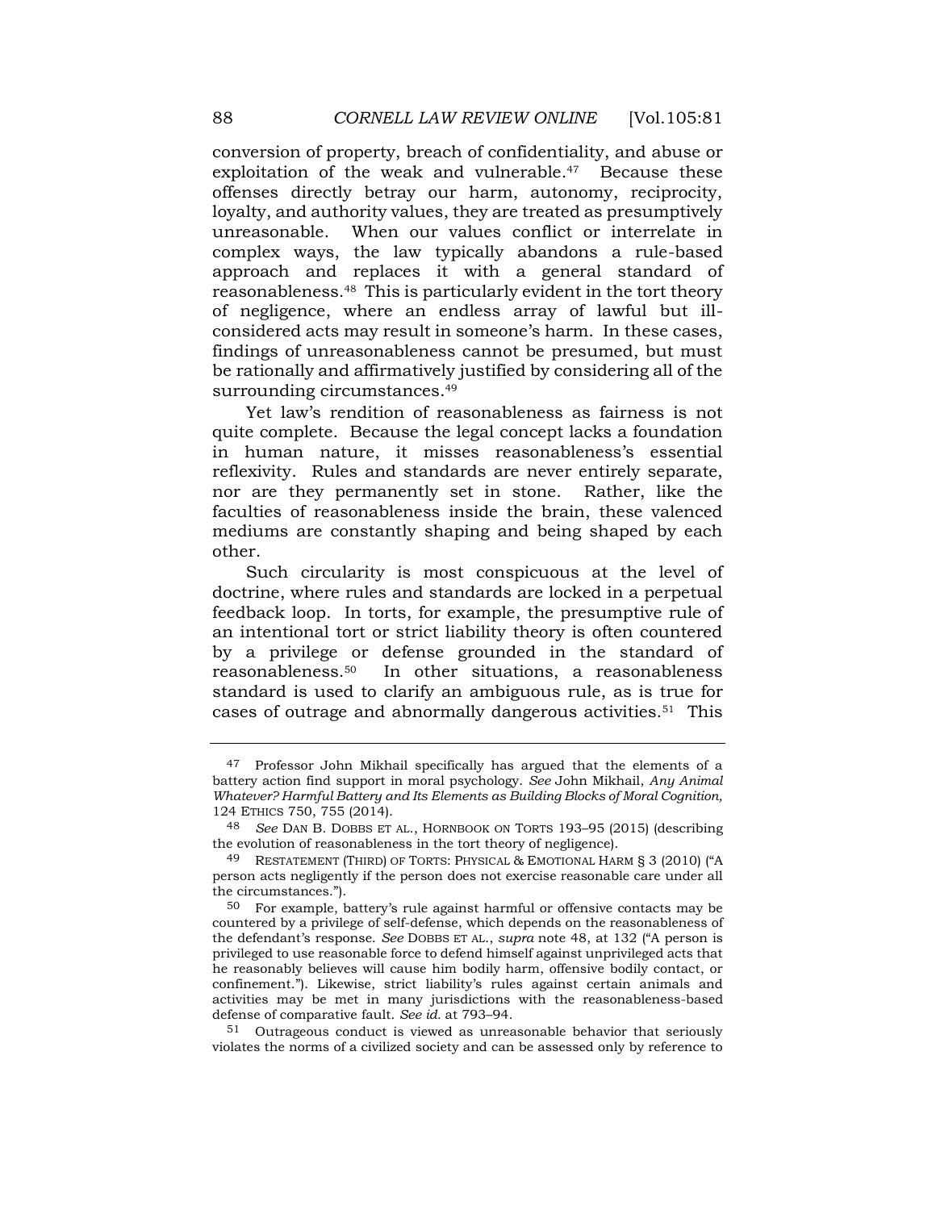conversion of property, breach of confidentiality, and abuse or exploitation of the weak and vulnerable.[47] Because these offenses directly betray our harm, autonomy, reciprocity, loyalty, and authority values, they are treated as presumptively unreasonable. When our values conflict or interrelate in complex ways, the law typically abandons a rule-based approach and replaces it with a general standard of reasonableness.[48] This is particularly evident in the tort theory of negligence, where an endless array of lawful but ill-considered acts may result in someone's harm. In these cases, findings of unreasonableness cannot be presumed, but must be rationally and affirmatively justified by considering all of the surrounding circumstances.[49]

Yet law's rendition of reasonableness as fairness is not quite complete. Because the legal concept lacks a foundation in human nature, it misses reasonableness's essential reflexivity. Rules and standards are never entirely separate, nor are they permanently set in stone. Rather, like the faculties of reasonableness inside the brain, these valenced mediums are constantly shaping and being shaped by each other.

Such circularity is most conspicuous at the level of doctrine, where rules and standards are locked in a perpetual feedback loop. In torts, for example, the presumptive rule of an intentional tort or strict liability theory is often countered by a privilege or defense grounded in the standard of reasonableness.[50] In other situations, a reasonableness standard is used to clarify an ambiguous rule, as is true for cases of outrage and abnormally dangerous activities.[51] This

---

[47] Professor John Mikhail specifically has argued that the elements of a battery action find support in moral psychology. *See* John Mikhail, *Any Animal Whatever? Harmful Battery and Its Elements as Building Blocks of Moral Cognition,* 124 ETHICS 750, 755 (2014).

[48] *See* DAN B. DOBBS ET AL., HORNBOOK ON TORTS 193–95 (2015) (describing the evolution of reasonableness in the tort theory of negligence).

[49] RESTATEMENT (THIRD) OF TORTS: PHYSICAL & EMOTIONAL HARM § 3 (2010) ("A person acts negligently if the person does not exercise reasonable care under all the circumstances.").

[50] For example, battery's rule against harmful or offensive contacts may be countered by a privilege of self-defense, which depends on the reasonableness of the defendant's response. *See* DOBBS ET AL., *supra* note 48, at 132 ("A person is privileged to use reasonable force to defend himself against unprivileged acts that he reasonably believes will cause him bodily harm, offensive bodily contact, or confinement."). Likewise, strict liability's rules against certain animals and activities may be met in many jurisdictions with the reasonableness-based defense of comparative fault. *See id.* at 793–94.

[51] Outrageous conduct is viewed as unreasonable behavior that seriously violates the norms of a civilized society and can be assessed only by reference to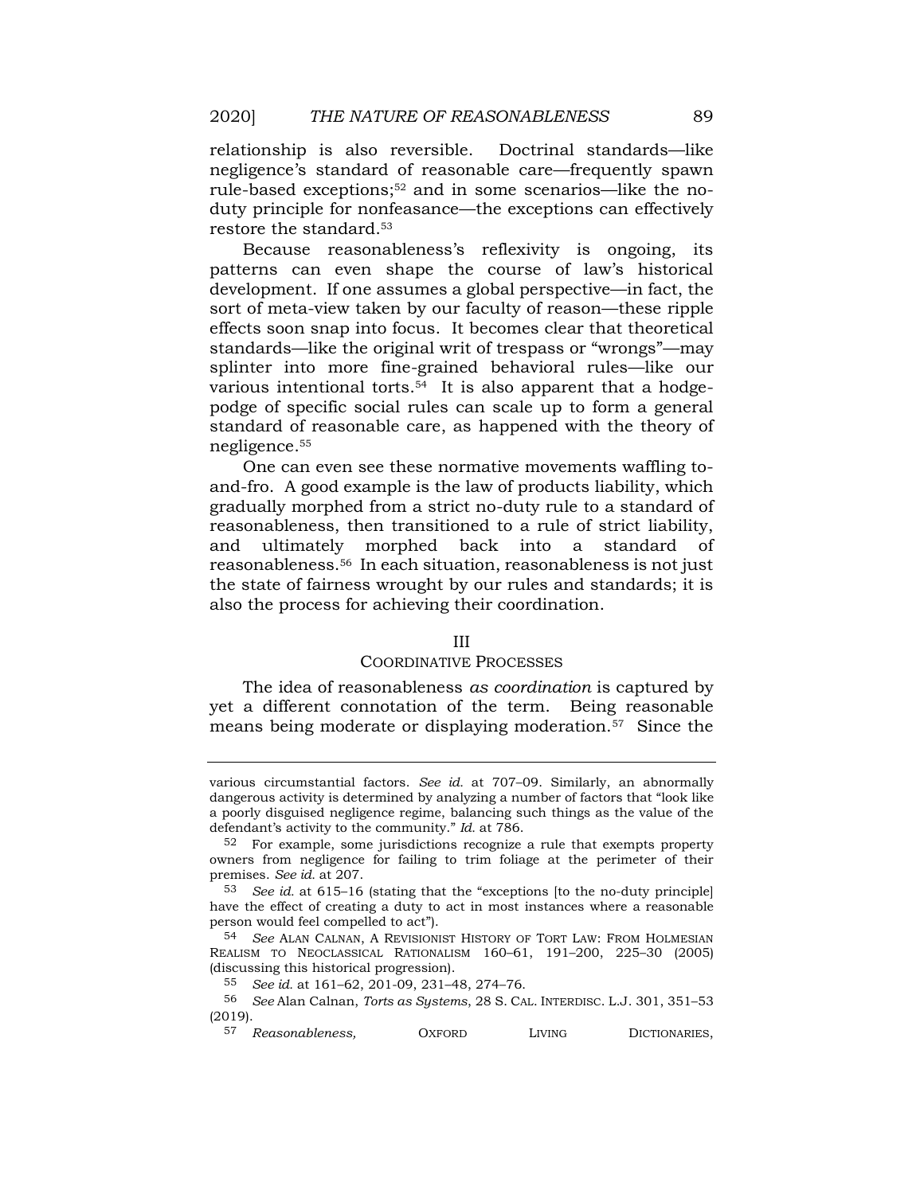relationship is also reversible. Doctrinal standards—like negligence's standard of reasonable care—frequently spawn rule-based exceptions;[52] and in some scenarios—like the no-duty principle for nonfeasance—the exceptions can effectively restore the standard.[53]

Because reasonableness's reflexivity is ongoing, its patterns can even shape the course of law's historical development. If one assumes a global perspective—in fact, the sort of meta-view taken by our faculty of reason—these ripple effects soon snap into focus. It becomes clear that theoretical standards—like the original writ of trespass or "wrongs"—may splinter into more fine-grained behavioral rules—like our various intentional torts.[54] It is also apparent that a hodge-podge of specific social rules can scale up to form a general standard of reasonable care, as happened with the theory of negligence.[55]

One can even see these normative movements waffling to-and-fro. A good example is the law of products liability, which gradually morphed from a strict no-duty rule to a standard of reasonableness, then transitioned to a rule of strict liability, and ultimately morphed back into a standard of reasonableness.[56] In each situation, reasonableness is not just the state of fairness wrought by our rules and standards; it is also the process for achieving their coordination.

## III
## COORDINATIVE PROCESSES

The idea of reasonableness *as coordination* is captured by yet a different connotation of the term. Being reasonable means being moderate or displaying moderation.[57] Since the

---

various circumstantial factors. *See id.* at 707–09. Similarly, an abnormally dangerous activity is determined by analyzing a number of factors that "look like a poorly disguised negligence regime, balancing such things as the value of the defendant's activity to the community." *Id.* at 786.

[52] For example, some jurisdictions recognize a rule that exempts property owners from negligence for failing to trim foliage at the perimeter of their premises. *See id.* at 207.

[53] *See id.* at 615–16 (stating that the "exceptions [to the no-duty principle] have the effect of creating a duty to act in most instances where a reasonable person would feel compelled to act").

[54] *See* ALAN CALNAN, A REVISIONIST HISTORY OF TORT LAW: FROM HOLMESIAN REALISM TO NEOCLASSICAL RATIONALISM 160–61, 191–200, 225–30 (2005) (discussing this historical progression).

[55] *See id.* at 161–62, 201-09, 231–48, 274–76.

[56] *See* Alan Calnan, *Torts as Systems*, 28 S. CAL. INTERDISC. L.J. 301, 351–53 (2019).

[57] *Reasonableness,* OXFORD LIVING DICTIONARIES,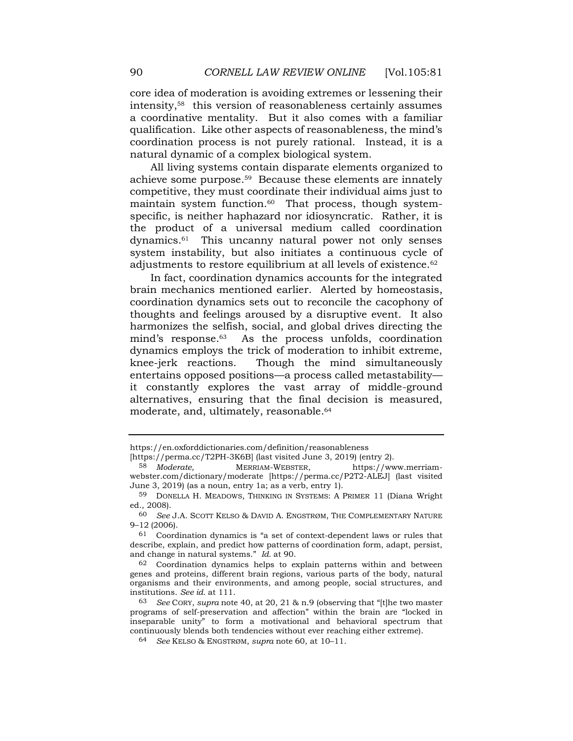core idea of moderation is avoiding extremes or lessening their intensity,[58] this version of reasonableness certainly assumes a coordinative mentality. But it also comes with a familiar qualification. Like other aspects of reasonableness, the mind's coordination process is not purely rational. Instead, it is a natural dynamic of a complex biological system.

All living systems contain disparate elements organized to achieve some purpose.[59] Because these elements are innately competitive, they must coordinate their individual aims just to maintain system function.[60] That process, though system-specific, is neither haphazard nor idiosyncratic. Rather, it is the product of a universal medium called coordination dynamics.[61] This uncanny natural power not only senses system instability, but also initiates a continuous cycle of adjustments to restore equilibrium at all levels of existence.[62]

In fact, coordination dynamics accounts for the integrated brain mechanics mentioned earlier. Alerted by homeostasis, coordination dynamics sets out to reconcile the cacophony of thoughts and feelings aroused by a disruptive event. It also harmonizes the selfish, social, and global drives directing the mind's response.[63] As the process unfolds, coordination dynamics employs the trick of moderation to inhibit extreme, knee-jerk reactions. Though the mind simultaneously entertains opposed positions—a process called metastability—it constantly explores the vast array of middle-ground alternatives, ensuring that the final decision is measured, moderate, and, ultimately, reasonable.[64]

---

https://en.oxforddictionaries.com/definition/reasonableness [https://perma.cc/T2PH-3K6B] (last visited June 3, 2019) (entry 2).

[58] *Moderate,* MERRIAM-WEBSTER, https://www.merriam-webster.com/dictionary/moderate [https://perma.cc/P2T2-ALEJ] (last visited June 3, 2019) (as a noun, entry 1a; as a verb, entry 1).

[59] DONELLA H. MEADOWS, THINKING IN SYSTEMS: A PRIMER 11 (Diana Wright ed., 2008).

[60] *See* J.A. SCOTT KELSO & DAVID A. ENGSTRØM, THE COMPLEMENTARY NATURE 9–12 (2006).

[61] Coordination dynamics is "a set of context-dependent laws or rules that describe, explain, and predict how patterns of coordination form, adapt, persist, and change in natural systems." *Id.* at 90.

[62] Coordination dynamics helps to explain patterns within and between genes and proteins, different brain regions, various parts of the body, natural organisms and their environments, and among people, social structures, and institutions. *See id.* at 111.

[63] *See* CORY, *supra* note 40, at 20, 21 & n.9 (observing that "[t]he two master programs of self-preservation and affection" within the brain are "locked in inseparable unity" to form a motivational and behavioral spectrum that continuously blends both tendencies without ever reaching either extreme).

[64] *See* KELSO & ENGSTRØM, *supra* note 60, at 10–11.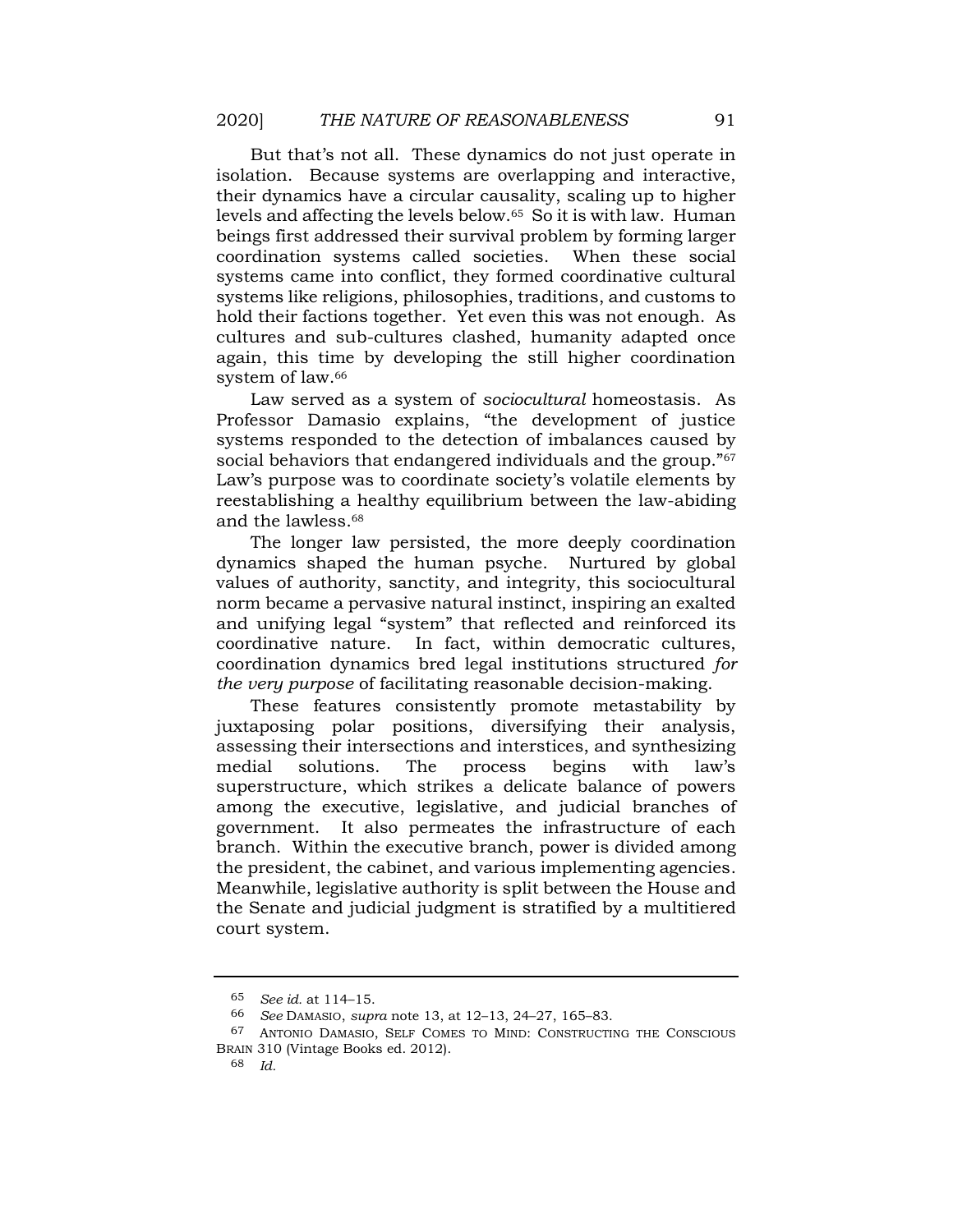But that's not all. These dynamics do not just operate in isolation. Because systems are overlapping and interactive, their dynamics have a circular causality, scaling up to higher levels and affecting the levels below.[65] So it is with law. Human beings first addressed their survival problem by forming larger coordination systems called societies. When these social systems came into conflict, they formed coordinative cultural systems like religions, philosophies, traditions, and customs to hold their factions together. Yet even this was not enough. As cultures and sub-cultures clashed, humanity adapted once again, this time by developing the still higher coordination system of law.[66]

Law served as a system of *sociocultural* homeostasis. As Professor Damasio explains, "the development of justice systems responded to the detection of imbalances caused by social behaviors that endangered individuals and the group."[67] Law's purpose was to coordinate society's volatile elements by reestablishing a healthy equilibrium between the law-abiding and the lawless.[68]

The longer law persisted, the more deeply coordination dynamics shaped the human psyche. Nurtured by global values of authority, sanctity, and integrity, this sociocultural norm became a pervasive natural instinct, inspiring an exalted and unifying legal "system" that reflected and reinforced its coordinative nature. In fact, within democratic cultures, coordination dynamics bred legal institutions structured *for the very purpose* of facilitating reasonable decision-making.

These features consistently promote metastability by juxtaposing polar positions, diversifying their analysis, assessing their intersections and interstices, and synthesizing medial solutions. The process begins with law's superstructure, which strikes a delicate balance of powers among the executive, legislative, and judicial branches of government. It also permeates the infrastructure of each branch. Within the executive branch, power is divided among the president, the cabinet, and various implementing agencies. Meanwhile, legislative authority is split between the House and the Senate and judicial judgment is stratified by a multitiered court system.

---

65 *See id.* at 114–15.

66 *See* DAMASIO, *supra* note 13, at 12–13, 24–27, 165–83.

67 ANTONIO DAMASIO, SELF COMES TO MIND: CONSTRUCTING THE CONSCIOUS BRAIN 310 (Vintage Books ed. 2012).

68 *Id.*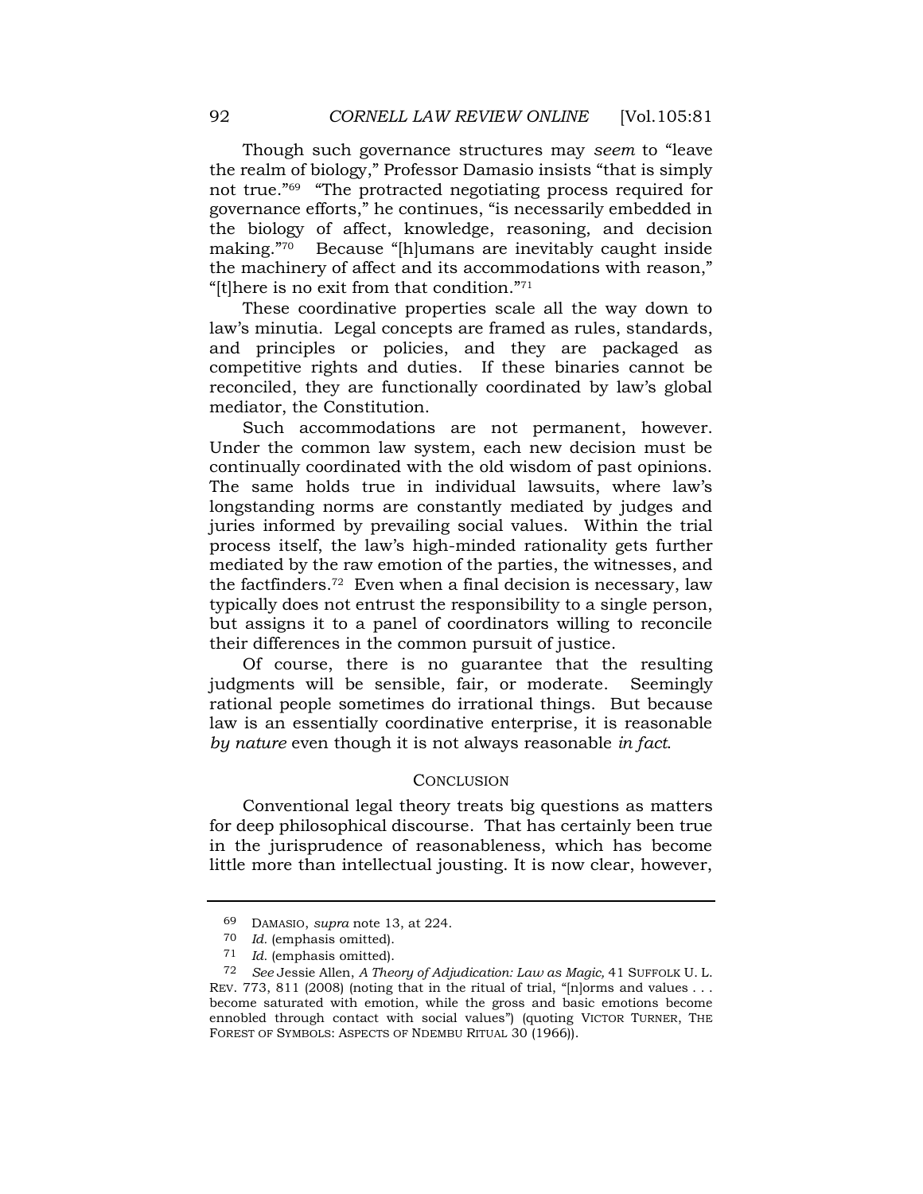Though such governance structures may *seem* to "leave the realm of biology," Professor Damasio insists "that is simply not true."[69] "The protracted negotiating process required for governance efforts," he continues, "is necessarily embedded in the biology of affect, knowledge, reasoning, and decision making."[70] Because "[h]umans are inevitably caught inside the machinery of affect and its accommodations with reason," "[t]here is no exit from that condition."[71]

These coordinative properties scale all the way down to law's minutia. Legal concepts are framed as rules, standards, and principles or policies, and they are packaged as competitive rights and duties. If these binaries cannot be reconciled, they are functionally coordinated by law's global mediator, the Constitution.

Such accommodations are not permanent, however. Under the common law system, each new decision must be continually coordinated with the old wisdom of past opinions. The same holds true in individual lawsuits, where law's longstanding norms are constantly mediated by judges and juries informed by prevailing social values. Within the trial process itself, the law's high-minded rationality gets further mediated by the raw emotion of the parties, the witnesses, and the factfinders.[72] Even when a final decision is necessary, law typically does not entrust the responsibility to a single person, but assigns it to a panel of coordinators willing to reconcile their differences in the common pursuit of justice.

Of course, there is no guarantee that the resulting judgments will be sensible, fair, or moderate. Seemingly rational people sometimes do irrational things. But because law is an essentially coordinative enterprise, it is reasonable *by nature* even though it is not always reasonable *in fact*.

## CONCLUSION

Conventional legal theory treats big questions as matters for deep philosophical discourse. That has certainly been true in the jurisprudence of reasonableness, which has become little more than intellectual jousting. It is now clear, however,

---

69 DAMASIO, *supra* note 13, at 224.

70 *Id.* (emphasis omitted).

71 *Id.* (emphasis omitted).

72 *See* Jessie Allen, *A Theory of Adjudication: Law as Magic,* 41 SUFFOLK U. L. REV. 773, 811 (2008) (noting that in the ritual of trial, "[n]orms and values . . . become saturated with emotion, while the gross and basic emotions become ennobled through contact with social values") (quoting VICTOR TURNER, THE FOREST OF SYMBOLS: ASPECTS OF NDEMBU RITUAL 30 (1966)).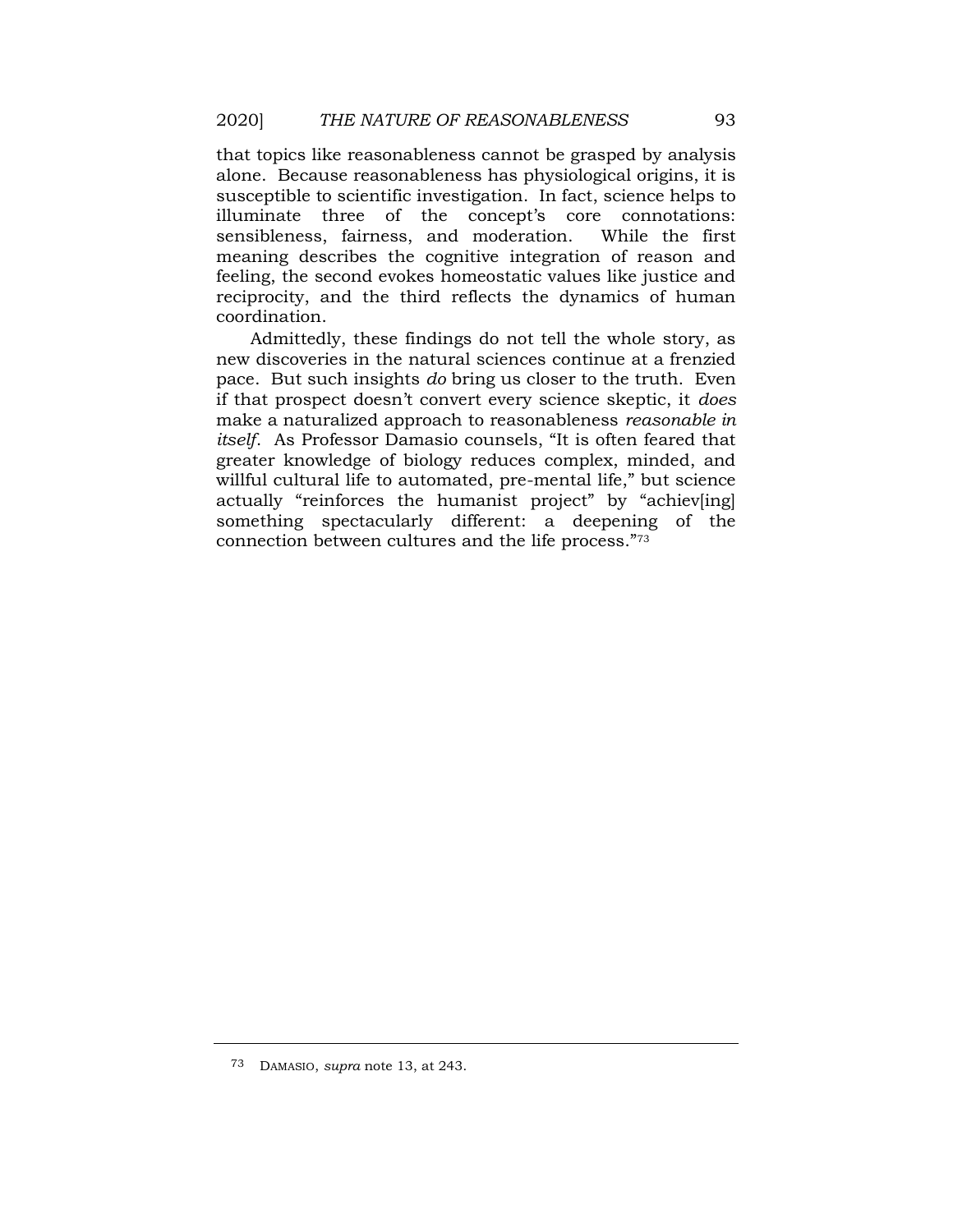that topics like reasonableness cannot be grasped by analysis alone. Because reasonableness has physiological origins, it is susceptible to scientific investigation. In fact, science helps to illuminate three of the concept's core connotations: sensibleness, fairness, and moderation. While the first meaning describes the cognitive integration of reason and feeling, the second evokes homeostatic values like justice and reciprocity, and the third reflects the dynamics of human coordination.

Admittedly, these findings do not tell the whole story, as new discoveries in the natural sciences continue at a frenzied pace. But such insights *do* bring us closer to the truth. Even if that prospect doesn't convert every science skeptic, it *does* make a naturalized approach to reasonableness *reasonable in itself*. As Professor Damasio counsels, "It is often feared that greater knowledge of biology reduces complex, minded, and willful cultural life to automated, pre-mental life," but science actually "reinforces the humanist project" by "achiev[ing] something spectacularly different: a deepening of the connection between cultures and the life process."[73]

---

73 DAMASIO, *supra* note 13, at 243.